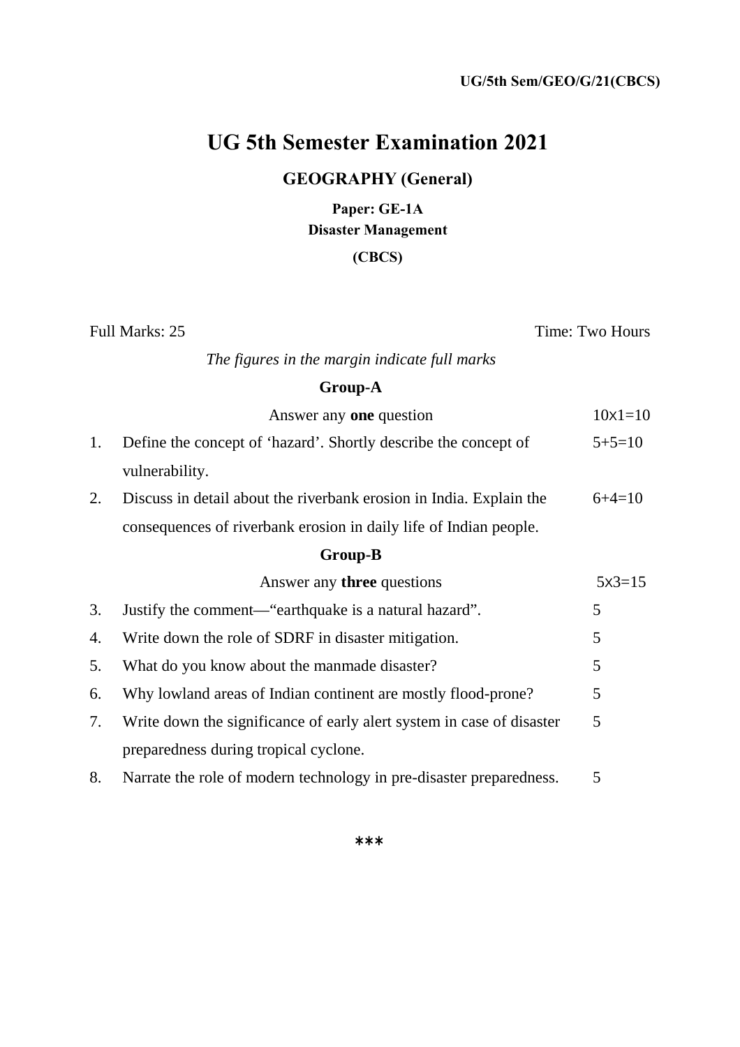UG/5th Sem/GEO/G/21(CBCS)

# UG 5th Semester Examination 2021

## GEOGRAPHY (General)

**Paper: GE-1A**

**Disaster Management**

**(CBCS)**

Full Marks: 25 Time: Two Hours

*The figures in the margin indicate full marks*

### Group-A

Answer any **one** question 10x1=10

1. Define the concept of 'hazard'. Shortly describe the concept of vulnerability. 5+5=10

2. Discuss in detail about the riverbank erosion in India. Explain the consequences of riverbank erosion in daily life of Indian people. 6+4=10

### Group-B

Answer any **three** questions 5x3=15

3. Justify the comment—"earthquake is a natural hazard". 5

4. Write down the role of SDRF in disaster mitigation. 5

5. What do you know about the manmade disaster? 5

6. Why lowland areas of Indian continent are mostly flood-prone? 5

7. Write down the significance of early alert system in case of disaster preparedness during tropical cyclone. 5

8. Narrate the role of modern technology in pre-disaster preparedness. 5

***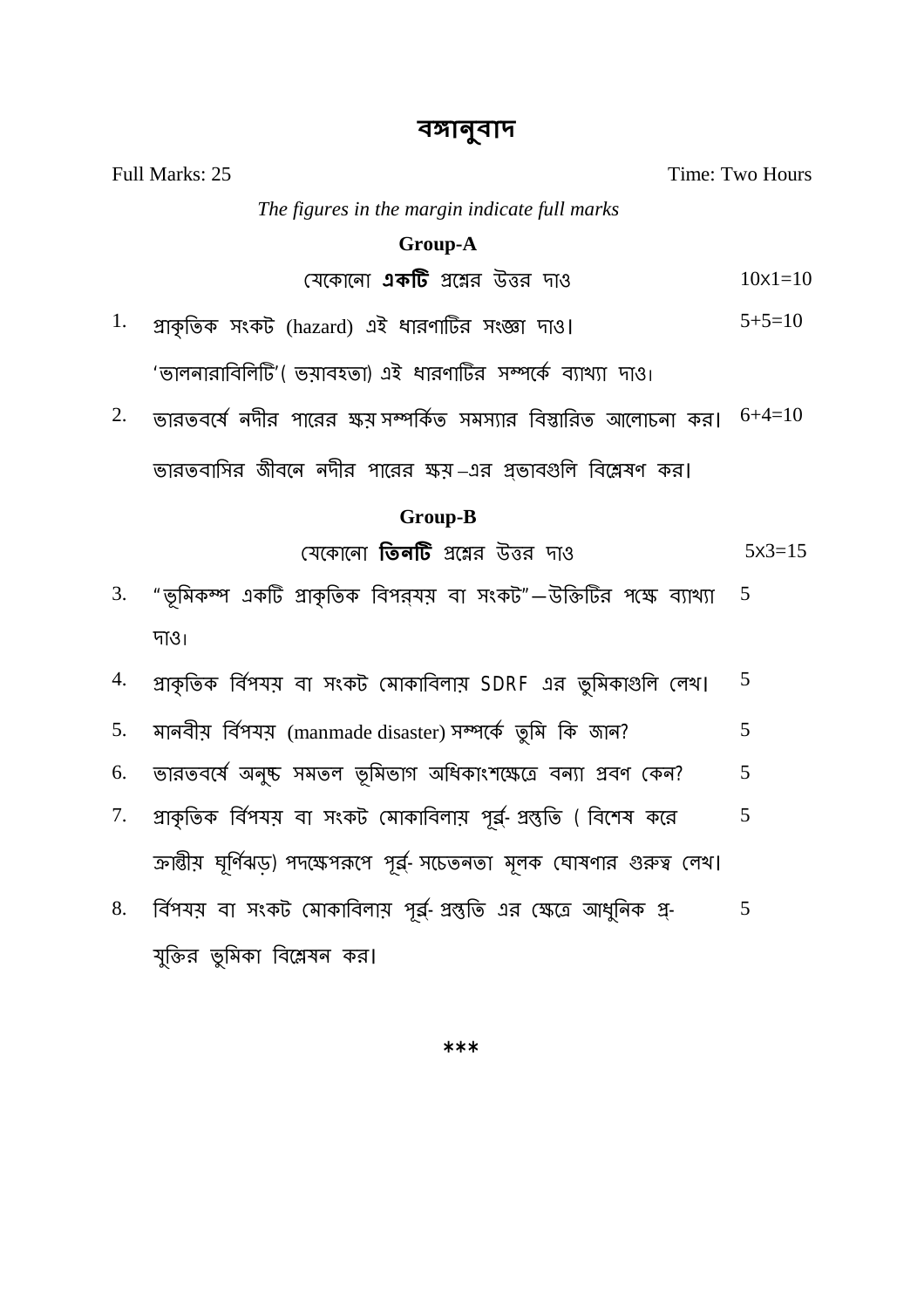# বঙ্গানুবাদ

Full Marks: 25 Time: Two Hours

*The figures in the margin indicate full marks*

## Group-A

যেকোনো **একটি** প্রশ্নের উত্তর দাও 10x1=10

1. প্রাকৃতিক সংকট (hazard) এই ধারণাটির সংজ্ঞা দাও। 5+5=10

   'ভালনারাবিলিটি'( ভয়াবহতা) এই ধারণাটির সম্পর্কে ব্যাখ্যা দাও।

2. ভারতবর্ষে নদীর পারের ক্ষয় সম্পর্কিত সমস্যার বিস্তারিত আলোচনা কর। 6+4=10

   ভারতবাসির জীবনে নদীর পারের ক্ষয় –এর প্রভাবগুলি বিশ্লেষণ কর।

## Group-B

যেকোনো **তিনটি** প্রশ্নের উত্তর দাও 5x3=15

3. "ভূমিকম্প একটি প্রাকৃতিক বিপর্যয় বা সংকট"—উক্তিটির পক্ষে ব্যাখ্যা দাও। 5

4. প্রাকৃতিক র্বিপযয় বা সংকট মোকাবিলায় SDRF এর ভুমিকাগুলি লেখ। 5

5. মানবীয় র্বিপযয় (manmade disaster) সম্পর্কে তুমি কি জান? 5

6. ভারতবর্ষে অনুচ্চ সমতল ভূমিভাগ অধিকাংশক্ষেত্রে বন্যা প্রবণ কেন? 5

7. প্রাকৃতিক র্বিপযয় বা সংকট মোকাবিলায় পূর্ব- প্রস্তুতি ( বিশেষ করে ক্রান্তীয় ঘূর্ণিঝড়) পদক্ষেপরূপে পূর্ব- সচেতনতা মূলক ঘোষণার গুরুত্ব লেখ। 5

8. র্বিপযয় বা সংকট মোকাবিলায় পূর্ব- প্রস্তুতি এর ক্ষেত্রে আধুনিক প্র- যুক্তির ভূমিকা বিশ্লেষন কর। 5

\*\*\*